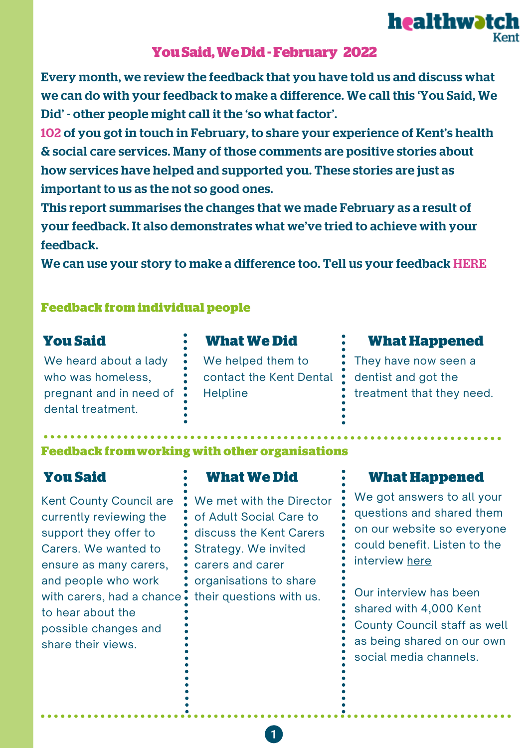healthwatch Kent

# You Said, We Did - February 2022

**Every month, we review the feedback that you have told us and discuss what we can do with your feedback to make a difference. We call this 'You Said, We Did' - other people might call it the 'so what factor'.**

**102 of you got in touch in February, to share your experience of Kent's health & social care services. Many of those comments are positive stories about how services have helped and supported you. These stories are just as important to us as the not so good ones.**

**This report summarises the changes that we made February as a result of your feedback. It also demonstrates what we've tried to achieve with your feedback.**

**We can use your story to make a difference too. Tell us your feedback HERE**

## Feedback from individual people

| You Said | What We Did | What Happened |
| --- | --- | --- |
| We heard about a lady who was homeless, pregnant and in need of dental treatment. | We helped them to contact the Kent Dental Helpline | They have now seen a dentist and got the treatment that they need. |

## Feedback from working with other organisations

| You Said | What We Did | What Happened |
| --- | --- | --- |
| Kent County Council are currently reviewing the support they offer to Carers. We wanted to ensure as many carers, and people who work with carers, had a chance to hear about the possible changes and share their views. | We met with the Director of Adult Social Care to discuss the Kent Carers Strategy. We invited carers and carer organisations to share their questions with us. | We got answers to all your questions and shared them on our website so everyone could benefit. Listen to the interview here<br><br>Our interview has been shared with 4,000 Kent County Council staff as well as being shared on our own social media channels. |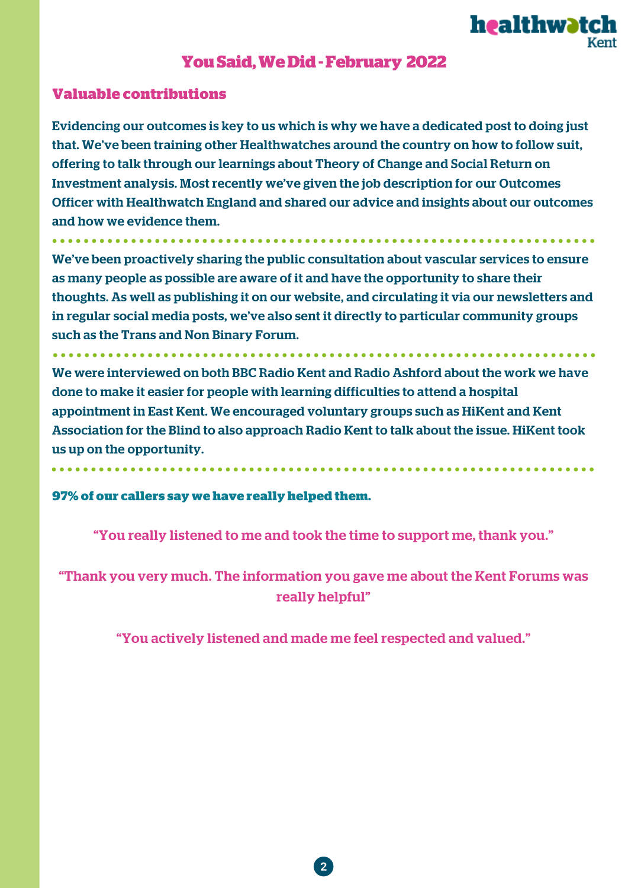# You Said, We Did - February 2022

## Valuable contributions

Evidencing our outcomes is key to us which is why we have a dedicated post to doing just that. We've been training other Healthwatches around the country on how to follow suit, offering to talk through our learnings about Theory of Change and Social Return on Investment analysis. Most recently we've given the job description for our Outcomes Officer with Healthwatch England and shared our advice and insights about our outcomes and how we evidence them.

We've been proactively sharing the public consultation about vascular services to ensure as many people as possible are aware of it and have the opportunity to share their thoughts. As well as publishing it on our website, and circulating it via our newsletters and in regular social media posts, we've also sent it directly to particular community groups such as the Trans and Non Binary Forum.

We were interviewed on both BBC Radio Kent and Radio Ashford about the work we have done to make it easier for people with learning difficulties to attend a hospital appointment in East Kent. We encouraged voluntary groups such as HiKent and Kent Association for the Blind to also approach Radio Kent to talk about the issue. HiKent took us up on the opportunity.

**97% of our callers say we have really helped them.**

"You really listened to me and took the time to support me, thank you."

"Thank you very much. The information you gave me about the Kent Forums was really helpful"

"You actively listened and made me feel respected and valued."